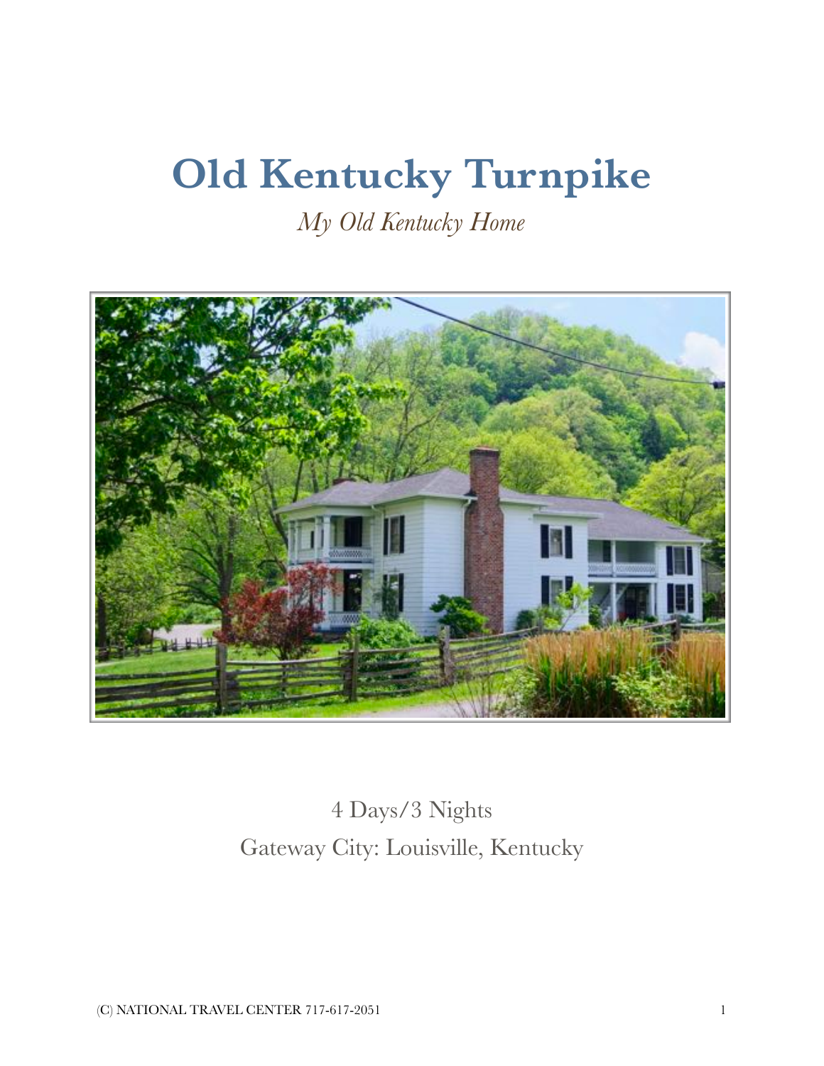# Old Kentucky Turnpike

*My Old Kentucky Home*

4 Days/3 Nights

Gateway City: Louisville, Kentucky

(C) NATIONAL TRAVEL CENTER 717-617-2051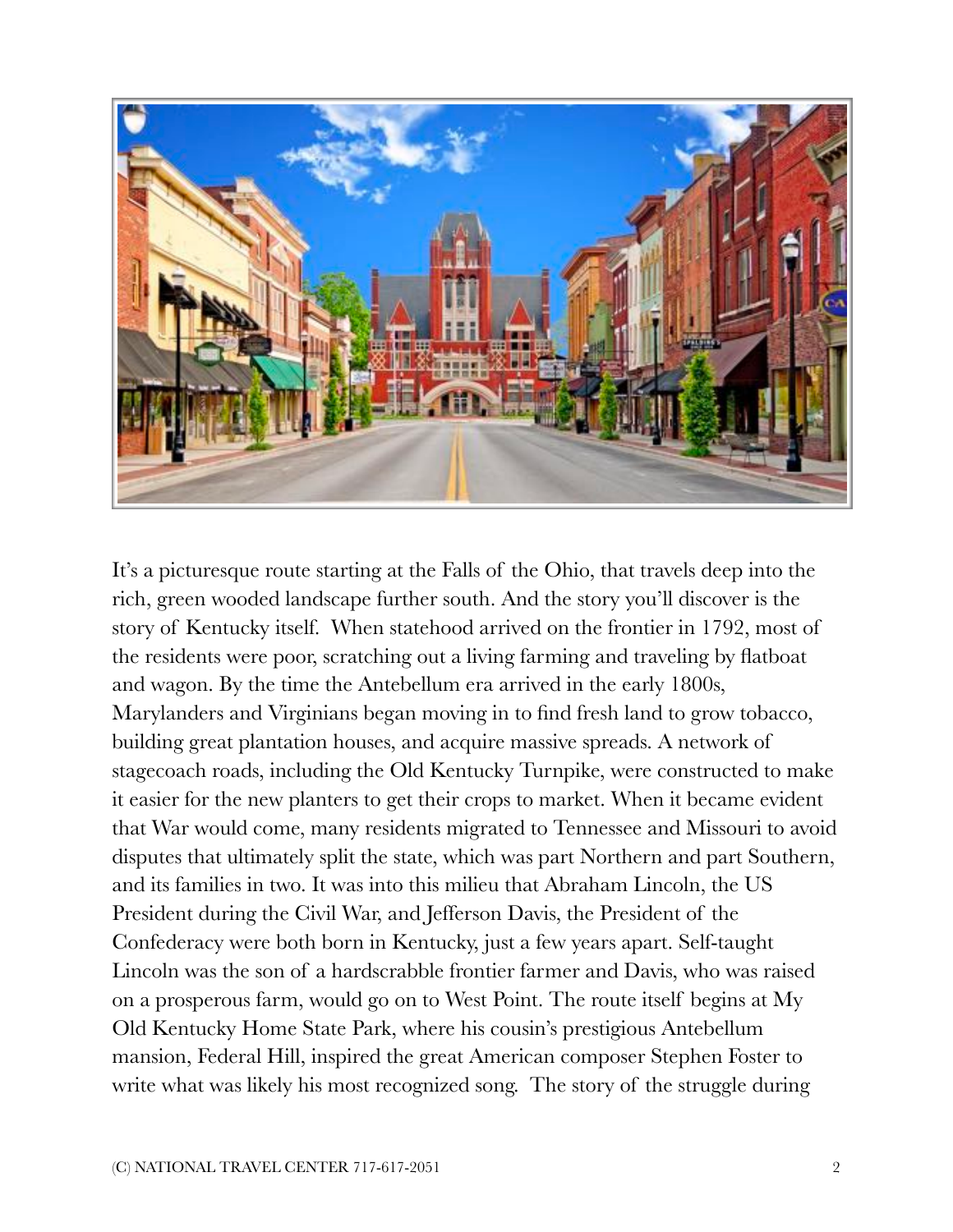It's a picturesque route starting at the Falls of the Ohio, that travels deep into the rich, green wooded landscape further south. And the story you'll discover is the story of Kentucky itself. When statehood arrived on the frontier in 1792, most of the residents were poor, scratching out a living farming and traveling by flatboat and wagon. By the time the Antebellum era arrived in the early 1800s, Marylanders and Virginians began moving in to find fresh land to grow tobacco, building great plantation houses, and acquire massive spreads. A network of stagecoach roads, including the Old Kentucky Turnpike, were constructed to make it easier for the new planters to get their crops to market. When it became evident that War would come, many residents migrated to Tennessee and Missouri to avoid disputes that ultimately split the state, which was part Northern and part Southern, and its families in two. It was into this milieu that Abraham Lincoln, the US President during the Civil War, and Jefferson Davis, the President of the Confederacy were both born in Kentucky, just a few years apart. Self-taught Lincoln was the son of a hardscrabble frontier farmer and Davis, who was raised on a prosperous farm, would go on to West Point. The route itself begins at My Old Kentucky Home State Park, where his cousin's prestigious Antebellum mansion, Federal Hill, inspired the great American composer Stephen Foster to write what was likely his most recognized song. The story of the struggle during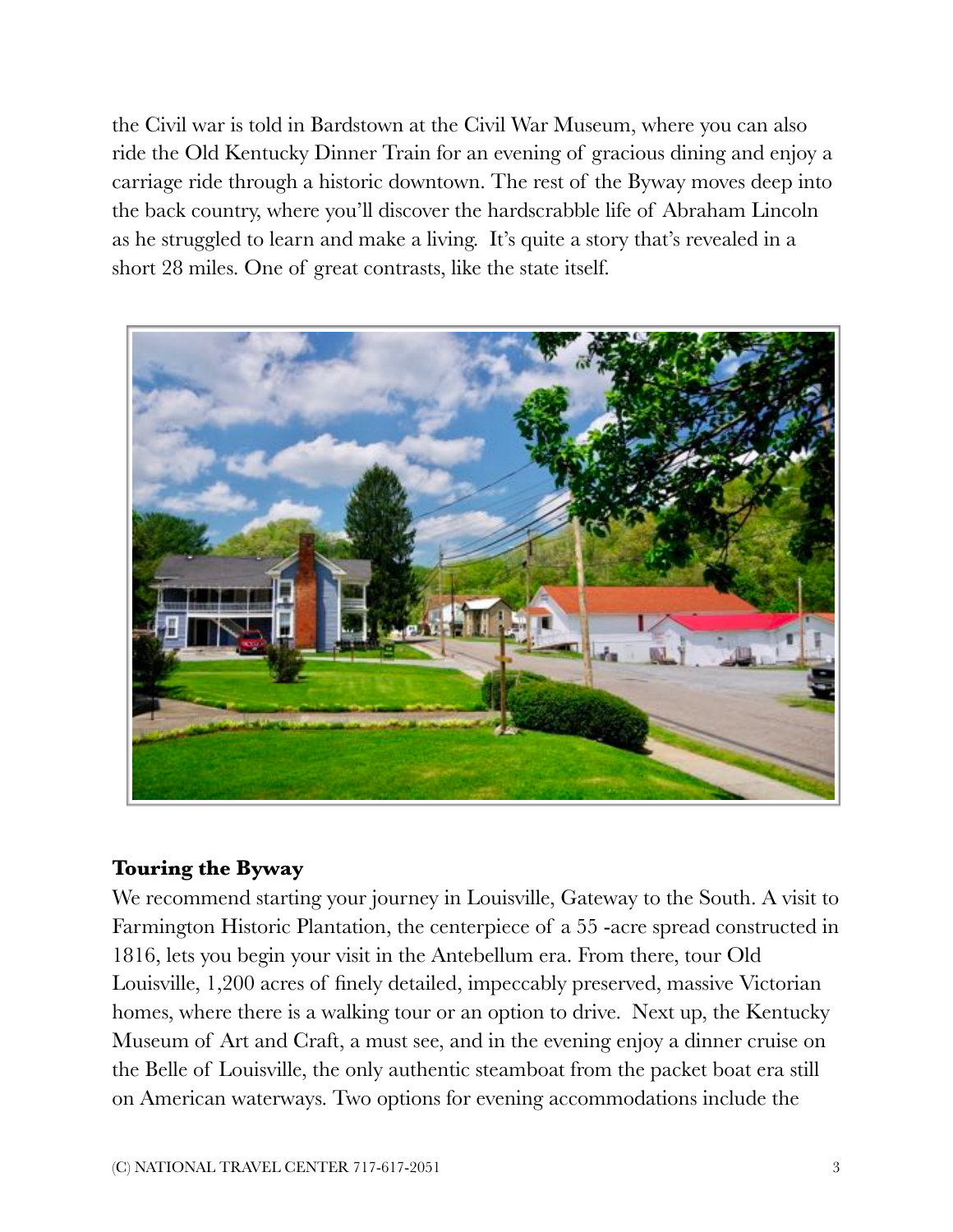the Civil war is told in Bardstown at the Civil War Museum, where you can also ride the Old Kentucky Dinner Train for an evening of gracious dining and enjoy a carriage ride through a historic downtown. The rest of the Byway moves deep into the back country, where you'll discover the hardscrabble life of Abraham Lincoln as he struggled to learn and make a living. It's quite a story that's revealed in a short 28 miles. One of great contrasts, like the state itself.

**Touring the Byway**

We recommend starting your journey in Louisville, Gateway to the South. A visit to Farmington Historic Plantation, the centerpiece of a 55 -acre spread constructed in 1816, lets you begin your visit in the Antebellum era. From there, tour Old Louisville, 1,200 acres of finely detailed, impeccably preserved, massive Victorian homes, where there is a walking tour or an option to drive. Next up, the Kentucky Museum of Art and Craft, a must see, and in the evening enjoy a dinner cruise on the Belle of Louisville, the only authentic steamboat from the packet boat era still on American waterways. Two options for evening accommodations include the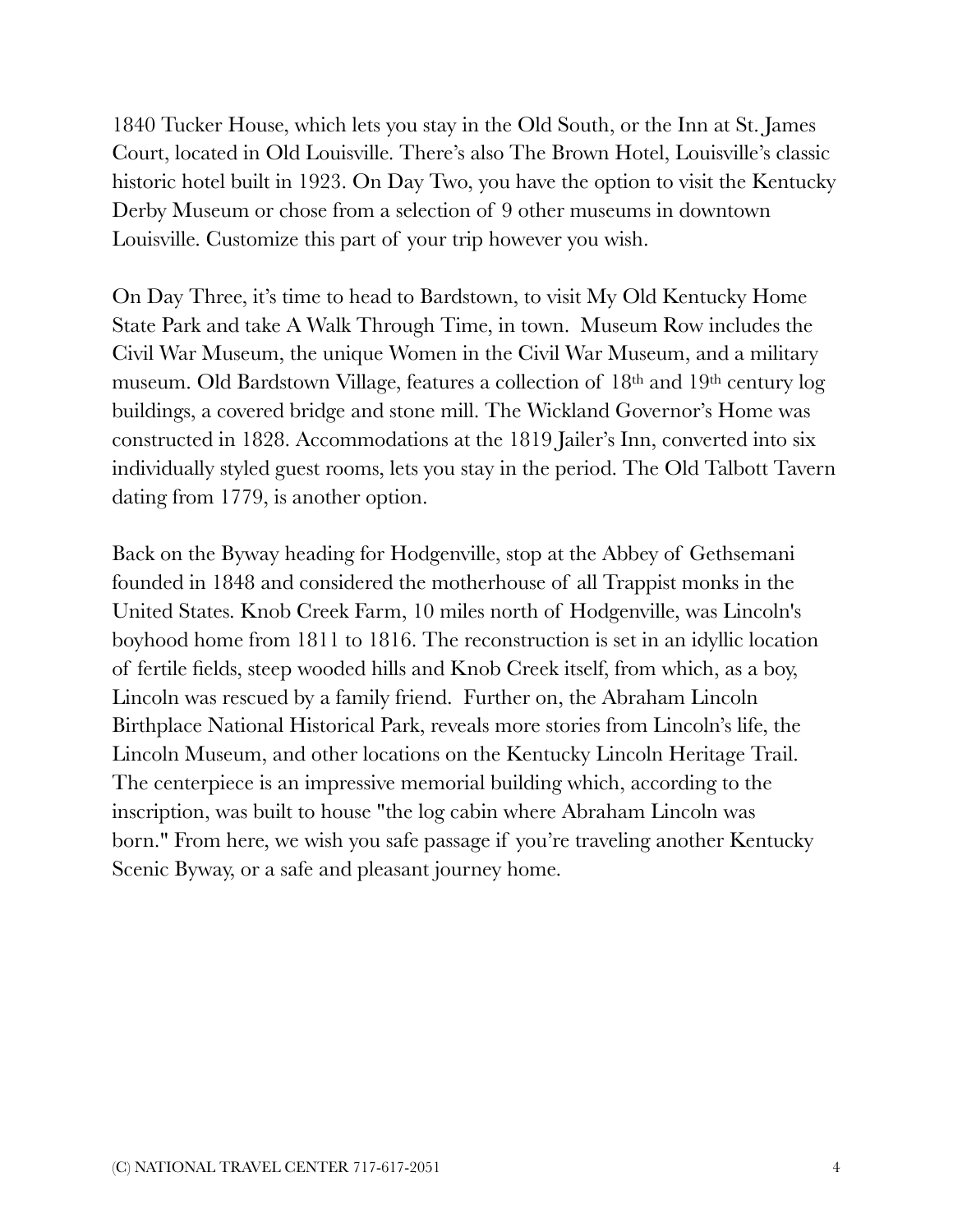1840 Tucker House, which lets you stay in the Old South, or the Inn at St. James Court, located in Old Louisville. There's also The Brown Hotel, Louisville's classic historic hotel built in 1923. On Day Two, you have the option to visit the Kentucky Derby Museum or chose from a selection of 9 other museums in downtown Louisville. Customize this part of your trip however you wish.

On Day Three, it's time to head to Bardstown, to visit My Old Kentucky Home State Park and take A Walk Through Time, in town. Museum Row includes the Civil War Museum, the unique Women in the Civil War Museum, and a military museum. Old Bardstown Village, features a collection of 18th and 19th century log buildings, a covered bridge and stone mill. The Wickland Governor's Home was constructed in 1828. Accommodations at the 1819 Jailer's Inn, converted into six individually styled guest rooms, lets you stay in the period. The Old Talbott Tavern dating from 1779, is another option.

Back on the Byway heading for Hodgenville, stop at the Abbey of Gethsemani founded in 1848 and considered the motherhouse of all Trappist monks in the United States. Knob Creek Farm, 10 miles north of Hodgenville, was Lincoln's boyhood home from 1811 to 1816. The reconstruction is set in an idyllic location of fertile fields, steep wooded hills and Knob Creek itself, from which, as a boy, Lincoln was rescued by a family friend. Further on, the Abraham Lincoln Birthplace National Historical Park, reveals more stories from Lincoln's life, the Lincoln Museum, and other locations on the Kentucky Lincoln Heritage Trail. The centerpiece is an impressive memorial building which, according to the inscription, was built to house "the log cabin where Abraham Lincoln was born." From here, we wish you safe passage if you're traveling another Kentucky Scenic Byway, or a safe and pleasant journey home.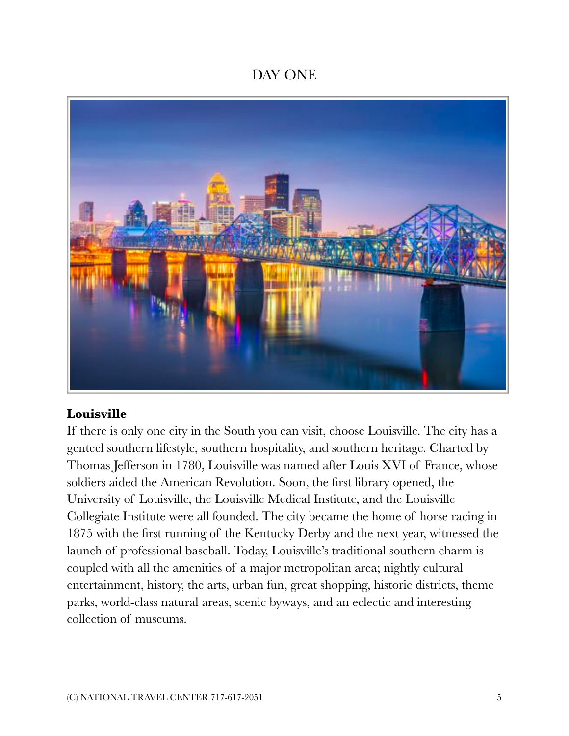# DAY ONE

**Louisville**

If there is only one city in the South you can visit, choose Louisville. The city has a genteel southern lifestyle, southern hospitality, and southern heritage. Charted by Thomas Jefferson in 1780, Louisville was named after Louis XVI of France, whose soldiers aided the American Revolution. Soon, the first library opened, the University of Louisville, the Louisville Medical Institute, and the Louisville Collegiate Institute were all founded. The city became the home of horse racing in 1875 with the first running of the Kentucky Derby and the next year, witnessed the launch of professional baseball. Today, Louisville's traditional southern charm is coupled with all the amenities of a major metropolitan area; nightly cultural entertainment, history, the arts, urban fun, great shopping, historic districts, theme parks, world-class natural areas, scenic byways, and an eclectic and interesting collection of museums.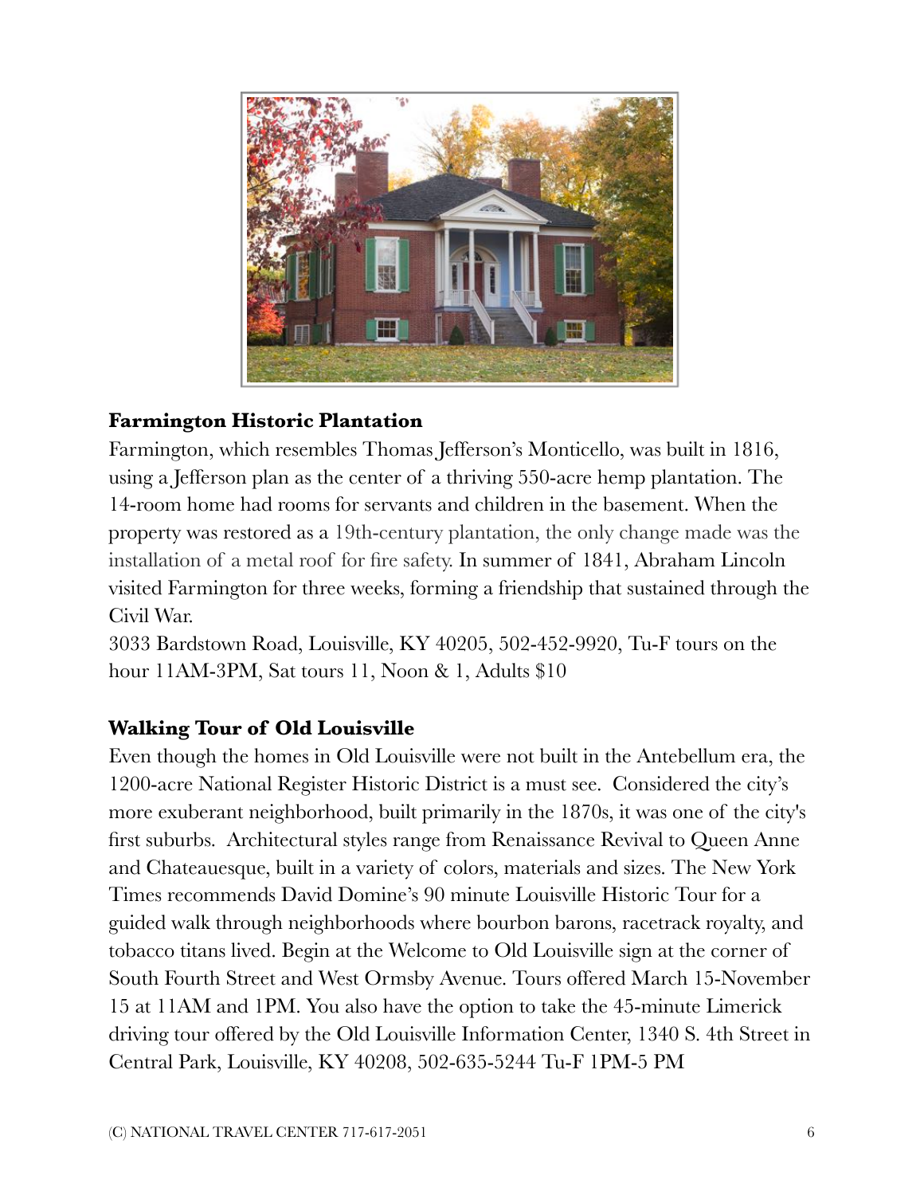## Farmington Historic Plantation

Farmington, which resembles Thomas Jefferson's Monticello, was built in 1816, using a Jefferson plan as the center of a thriving 550-acre hemp plantation. The 14-room home had rooms for servants and children in the basement. When the property was restored as a 19th-century plantation, the only change made was the installation of a metal roof for fire safety. In summer of 1841, Abraham Lincoln visited Farmington for three weeks, forming a friendship that sustained through the Civil War.

3033 Bardstown Road, Louisville, KY 40205, 502-452-9920, Tu-F tours on the hour 11AM-3PM, Sat tours 11, Noon & 1, Adults $10

## Walking Tour of Old Louisville

Even though the homes in Old Louisville were not built in the Antebellum era, the 1200-acre National Register Historic District is a must see. Considered the city's more exuberant neighborhood, built primarily in the 1870s, it was one of the city's first suburbs. Architectural styles range from Renaissance Revival to Queen Anne and Chateauesque, built in a variety of colors, materials and sizes. The New York Times recommends David Domine's 90 minute Louisville Historic Tour for a guided walk through neighborhoods where bourbon barons, racetrack royalty, and tobacco titans lived. Begin at the Welcome to Old Louisville sign at the corner of South Fourth Street and West Ormsby Avenue. Tours offered March 15-November 15 at 11AM and 1PM. You also have the option to take the 45-minute Limerick driving tour offered by the Old Louisville Information Center, 1340 S. 4th Street in Central Park, Louisville, KY 40208, 502-635-5244 Tu-F 1PM-5 PM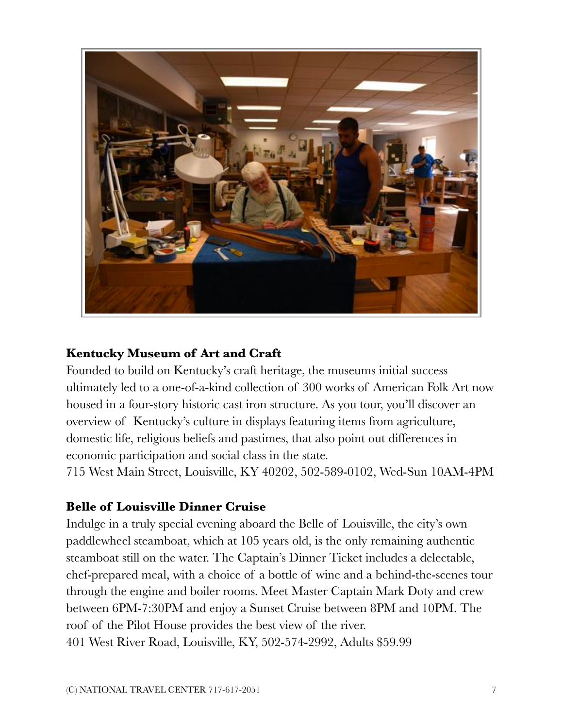**Kentucky Museum of Art and Craft**

Founded to build on Kentucky's craft heritage, the museums initial success ultimately led to a one-of-a-kind collection of 300 works of American Folk Art now housed in a four-story historic cast iron structure. As you tour, you'll discover an overview of Kentucky's culture in displays featuring items from agriculture, domestic life, religious beliefs and pastimes, that also point out differences in economic participation and social class in the state.

715 West Main Street, Louisville, KY 40202, 502-589-0102, Wed-Sun 10AM-4PM

**Belle of Louisville Dinner Cruise**

Indulge in a truly special evening aboard the Belle of Louisville, the city's own paddlewheel steamboat, which at 105 years old, is the only remaining authentic steamboat still on the water. The Captain's Dinner Ticket includes a delectable, chef-prepared meal, with a choice of a bottle of wine and a behind-the-scenes tour through the engine and boiler rooms. Meet Master Captain Mark Doty and crew between 6PM-7:30PM and enjoy a Sunset Cruise between 8PM and 10PM. The roof of the Pilot House provides the best view of the river.

401 West River Road, Louisville, KY, 502-574-2992, Adults $59.99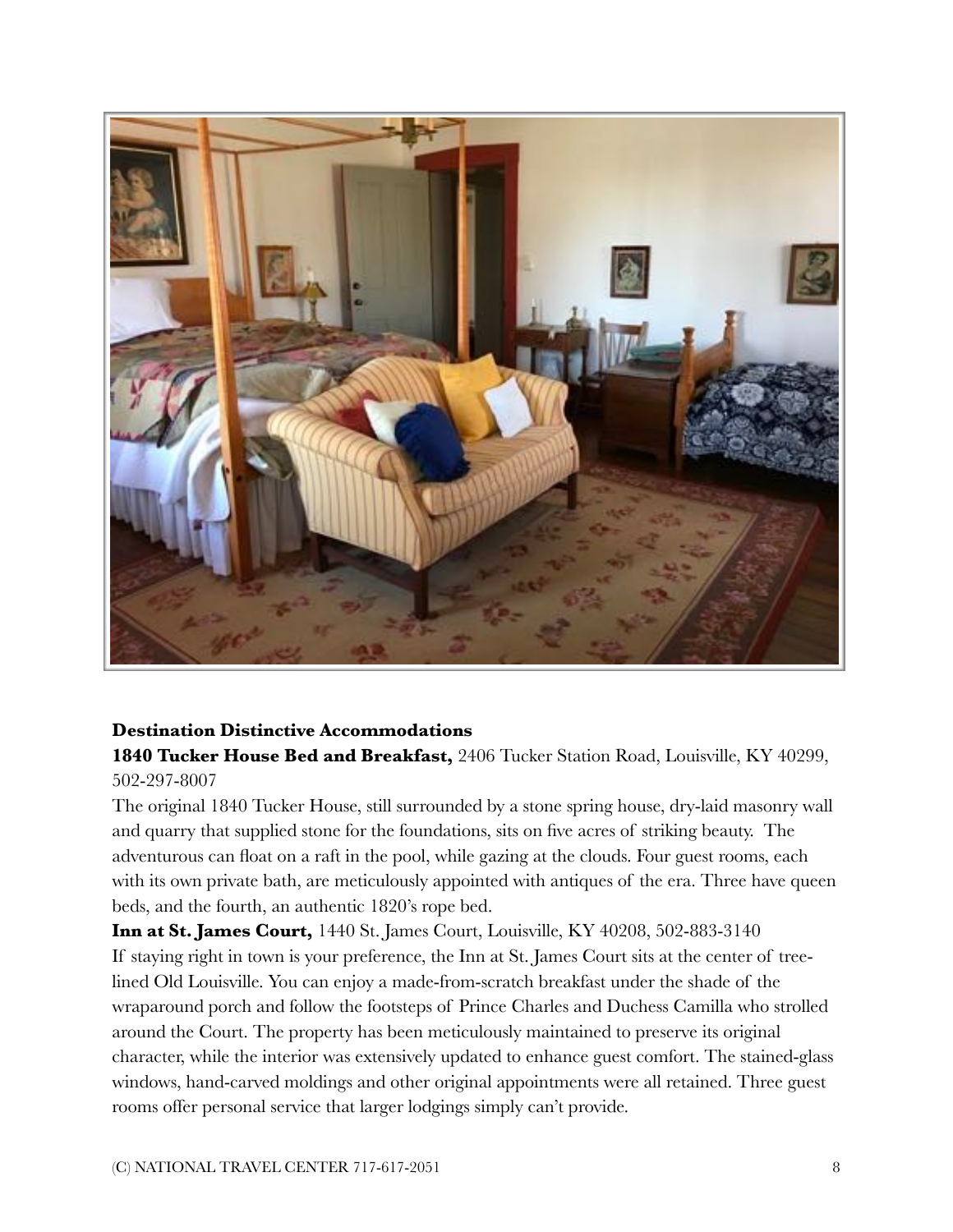**Destination Distinctive Accommodations**

**1840 Tucker House Bed and Breakfast,** 2406 Tucker Station Road, Louisville, KY 40299, 502-297-8007

The original 1840 Tucker House, still surrounded by a stone spring house, dry-laid masonry wall and quarry that supplied stone for the foundations, sits on five acres of striking beauty. The adventurous can float on a raft in the pool, while gazing at the clouds. Four guest rooms, each with its own private bath, are meticulously appointed with antiques of the era. Three have queen beds, and the fourth, an authentic 1820's rope bed.

**Inn at St. James Court,** 1440 St. James Court, Louisville, KY 40208, 502-883-3140

If staying right in town is your preference, the Inn at St. James Court sits at the center of tree-lined Old Louisville. You can enjoy a made-from-scratch breakfast under the shade of the wraparound porch and follow the footsteps of Prince Charles and Duchess Camilla who strolled around the Court. The property has been meticulously maintained to preserve its original character, while the interior was extensively updated to enhance guest comfort. The stained-glass windows, hand-carved moldings and other original appointments were all retained. Three guest rooms offer personal service that larger lodgings simply can't provide.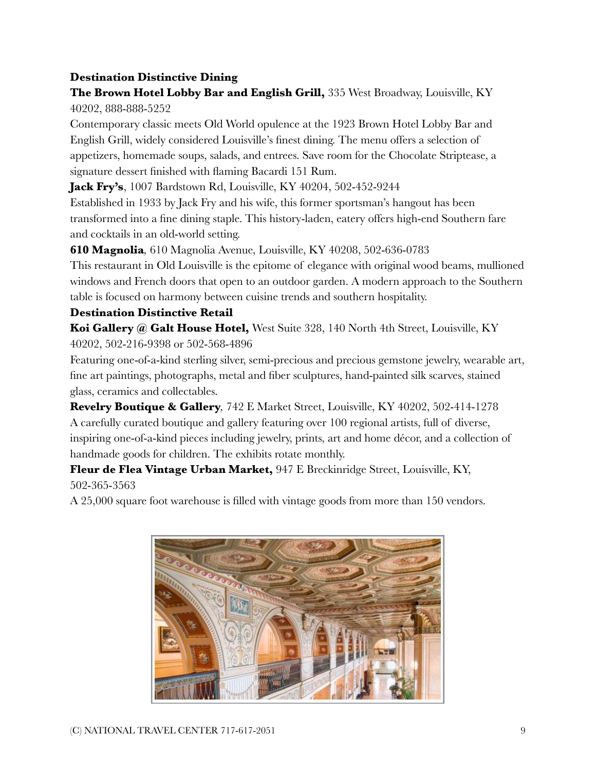**Destination Distinctive Dining**

**The Brown Hotel Lobby Bar and English Grill,** 335 West Broadway, Louisville, KY 40202, 888-888-5252

Contemporary classic meets Old World opulence at the 1923 Brown Hotel Lobby Bar and English Grill, widely considered Louisville's finest dining. The menu offers a selection of appetizers, homemade soups, salads, and entrees. Save room for the Chocolate Striptease, a signature dessert finished with flaming Bacardi 151 Rum.

**Jack Fry's**, 1007 Bardstown Rd, Louisville, KY 40204, 502-452-9244

Established in 1933 by Jack Fry and his wife, this former sportsman's hangout has been transformed into a fine dining staple. This history-laden, eatery offers high-end Southern fare and cocktails in an old-world setting.

**610 Magnolia**, 610 Magnolia Avenue, Louisville, KY 40208, 502-636-0783

This restaurant in Old Louisville is the epitome of elegance with original wood beams, mullioned windows and French doors that open to an outdoor garden. A modern approach to the Southern table is focused on harmony between cuisine trends and southern hospitality.

**Destination Distinctive Retail**

**Koi Gallery @ Galt House Hotel,** West Suite 328, 140 North 4th Street, Louisville, KY 40202, 502-216-9398 or 502-568-4896

Featuring one-of-a-kind sterling silver, semi-precious and precious gemstone jewelry, wearable art, fine art paintings, photographs, metal and fiber sculptures, hand-painted silk scarves, stained glass, ceramics and collectables.

**Revelry Boutique & Gallery**, 742 E Market Street, Louisville, KY 40202, 502-414-1278

A carefully curated boutique and gallery featuring over 100 regional artists, full of diverse, inspiring one-of-a-kind pieces including jewelry, prints, art and home décor, and a collection of handmade goods for children. The exhibits rotate monthly.

**Fleur de Flea Vintage Urban Market,** 947 E Breckinridge Street, Louisville, KY, 502-365-3563

A 25,000 square foot warehouse is filled with vintage goods from more than 150 vendors.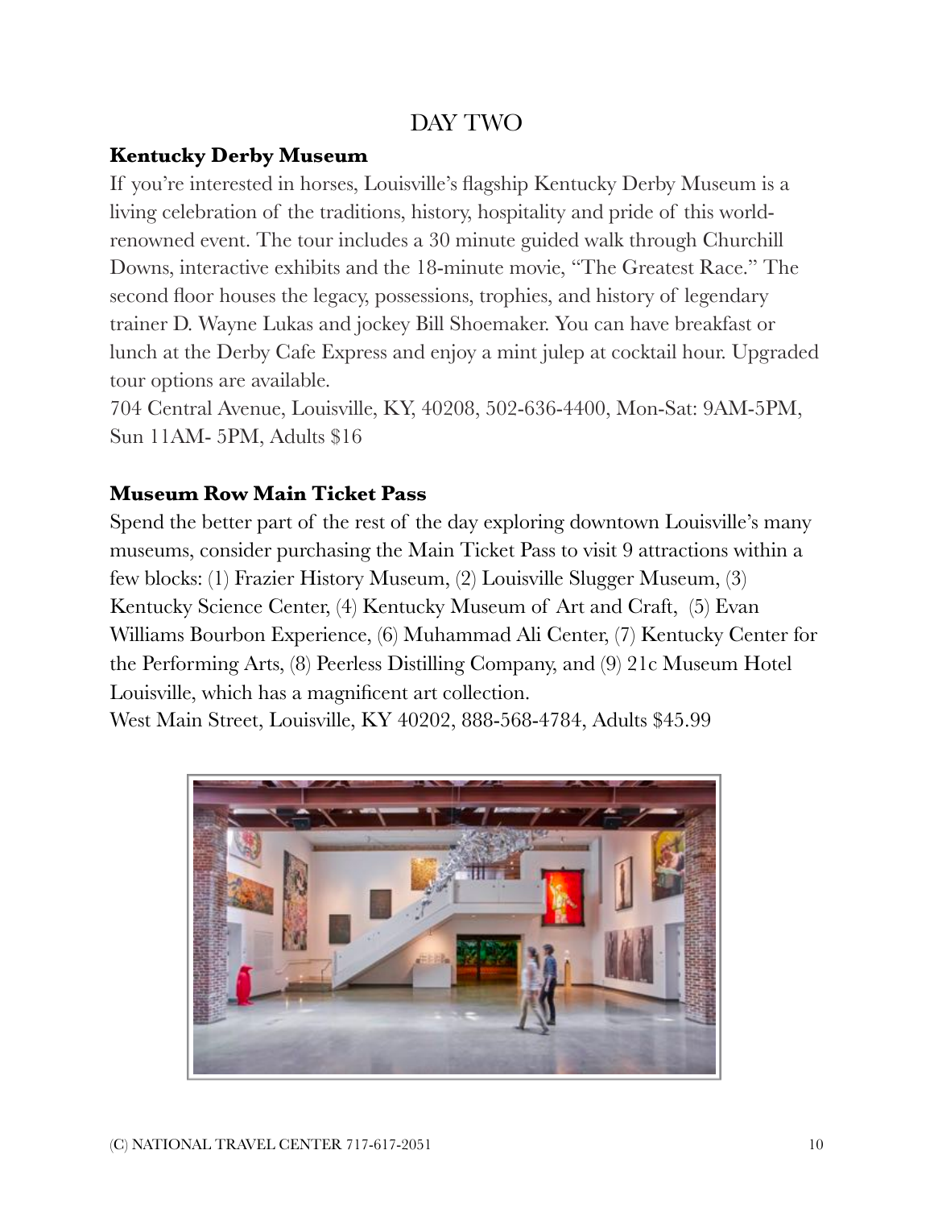## DAY TWO

### Kentucky Derby Museum

If you're interested in horses, Louisville's flagship Kentucky Derby Museum is a living celebration of the traditions, history, hospitality and pride of this world-renowned event. The tour includes a 30 minute guided walk through Churchill Downs, interactive exhibits and the 18-minute movie, "The Greatest Race." The second floor houses the legacy, possessions, trophies, and history of legendary trainer D. Wayne Lukas and jockey Bill Shoemaker. You can have breakfast or lunch at the Derby Cafe Express and enjoy a mint julep at cocktail hour. Upgraded tour options are available.

704 Central Avenue, Louisville, KY, 40208, 502-636-4400, Mon-Sat: 9AM-5PM, Sun 11AM- 5PM, Adults $16

### Museum Row Main Ticket Pass

Spend the better part of the rest of the day exploring downtown Louisville's many museums, consider purchasing the Main Ticket Pass to visit 9 attractions within a few blocks: (1) Frazier History Museum, (2) Louisville Slugger Museum, (3) Kentucky Science Center, (4) Kentucky Museum of Art and Craft, (5) Evan Williams Bourbon Experience, (6) Muhammad Ali Center, (7) Kentucky Center for the Performing Arts, (8) Peerless Distilling Company, and (9) 21c Museum Hotel Louisville, which has a magnificent art collection.

West Main Street, Louisville, KY 40202, 888-568-4784, Adults $45.99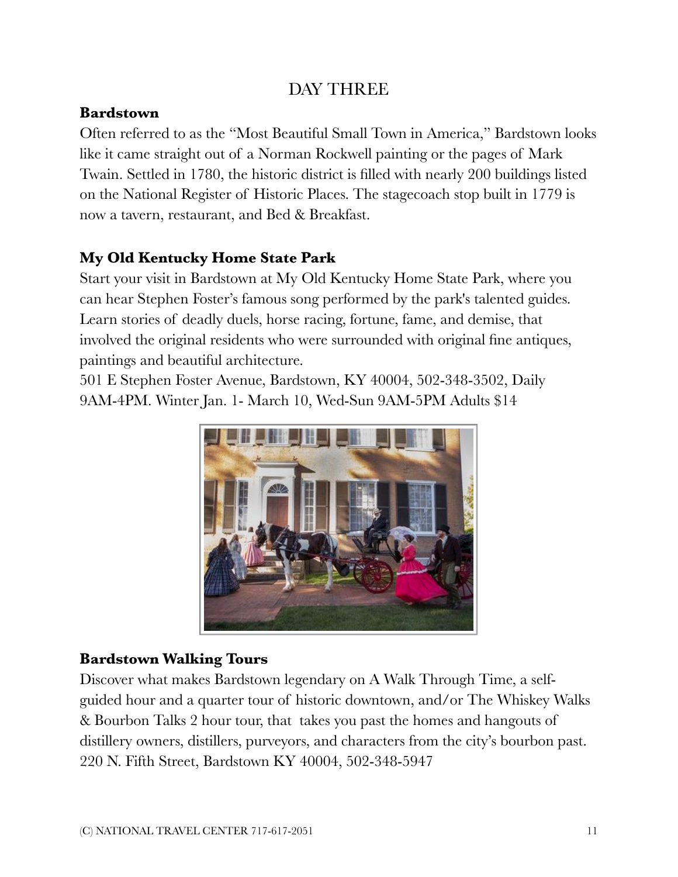# DAY THREE

## Bardstown

Often referred to as the "Most Beautiful Small Town in America," Bardstown looks like it came straight out of a Norman Rockwell painting or the pages of Mark Twain. Settled in 1780, the historic district is filled with nearly 200 buildings listed on the National Register of Historic Places. The stagecoach stop built in 1779 is now a tavern, restaurant, and Bed & Breakfast.

## My Old Kentucky Home State Park

Start your visit in Bardstown at My Old Kentucky Home State Park, where you can hear Stephen Foster's famous song performed by the park's talented guides. Learn stories of deadly duels, horse racing, fortune, fame, and demise, that involved the original residents who were surrounded with original fine antiques, paintings and beautiful architecture.

501 E Stephen Foster Avenue, Bardstown, KY 40004, 502-348-3502, Daily 9AM-4PM. Winter Jan. 1- March 10, Wed-Sun 9AM-5PM Adults $14

## Bardstown Walking Tours

Discover what makes Bardstown legendary on A Walk Through Time, a self-guided hour and a quarter tour of historic downtown, and/or The Whiskey Walks & Bourbon Talks 2 hour tour, that takes you past the homes and hangouts of distillery owners, distillers, purveyors, and characters from the city's bourbon past.

220 N. Fifth Street, Bardstown KY 40004, 502-348-5947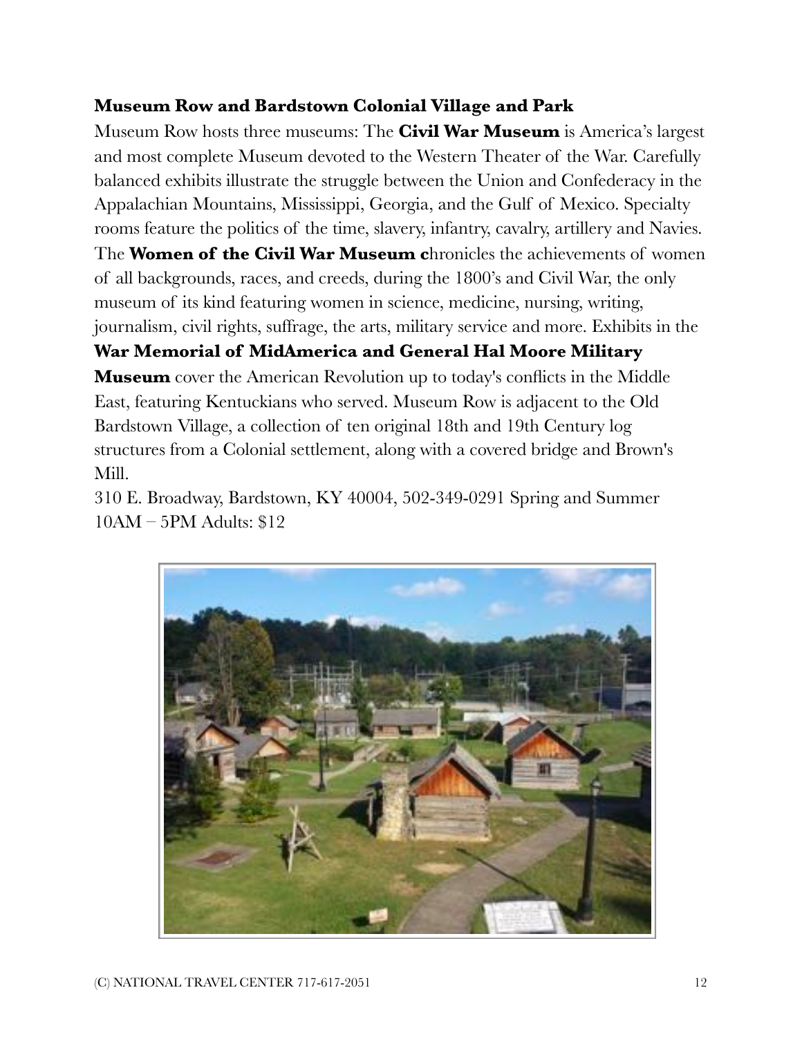**Museum Row and Bardstown Colonial Village and Park**

Museum Row hosts three museums: The **Civil War Museum** is America's largest and most complete Museum devoted to the Western Theater of the War. Carefully balanced exhibits illustrate the struggle between the Union and Confederacy in the Appalachian Mountains, Mississippi, Georgia, and the Gulf of Mexico. Specialty rooms feature the politics of the time, slavery, infantry, cavalry, artillery and Navies. The **Women of the Civil War Museum c**hronicles the achievements of women of all backgrounds, races, and creeds, during the 1800's and Civil War, the only museum of its kind featuring women in science, medicine, nursing, writing, journalism, civil rights, suffrage, the arts, military service and more. Exhibits in the **War Memorial of MidAmerica and General Hal Moore Military Museum** cover the American Revolution up to today's conflicts in the Middle East, featuring Kentuckians who served. Museum Row is adjacent to the Old Bardstown Village, a collection of ten original 18th and 19th Century log structures from a Colonial settlement, along with a covered bridge and Brown's Mill.

310 E. Broadway, Bardstown, KY 40004, 502-349-0291 Spring and Summer 10AM – 5PM Adults: $12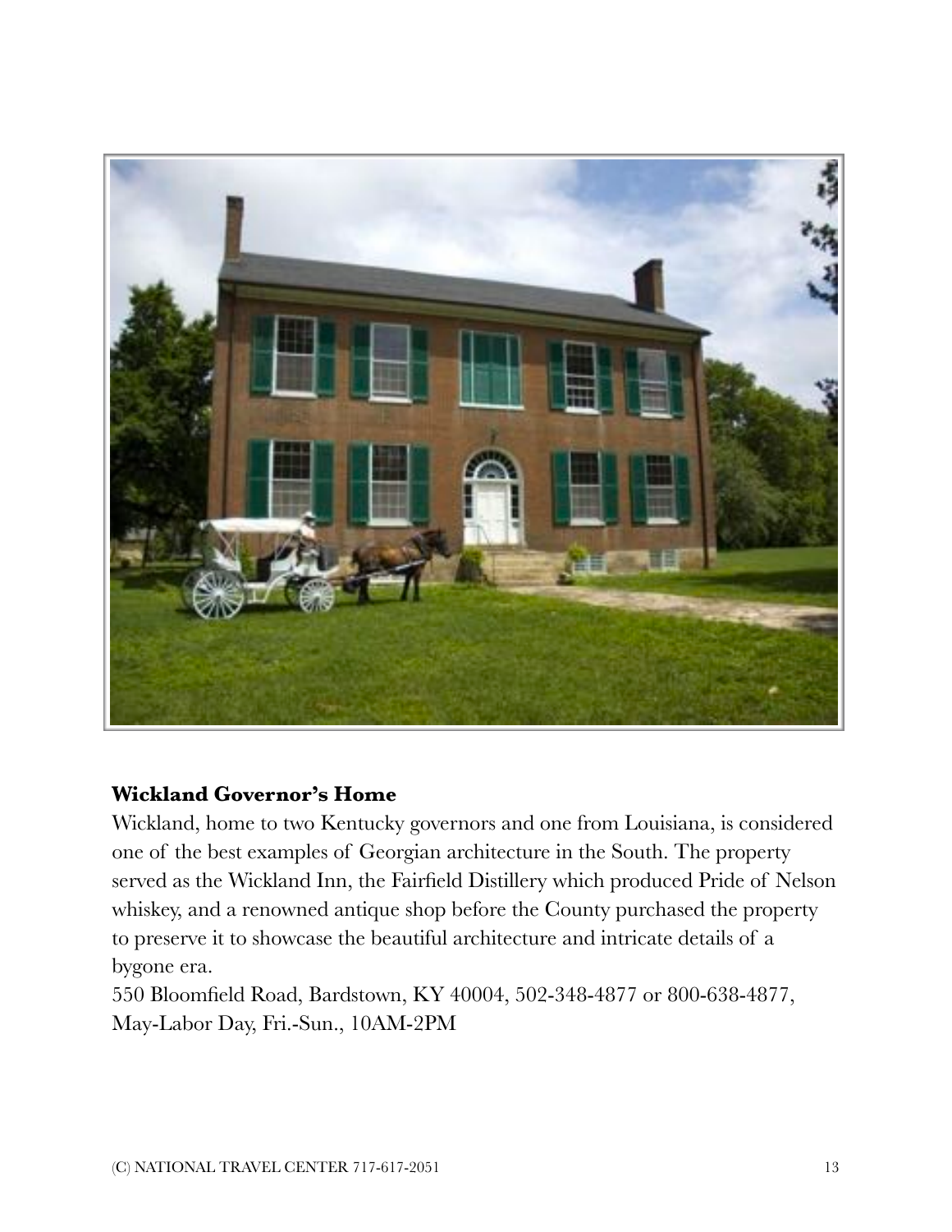**Wickland Governor's Home**

Wickland, home to two Kentucky governors and one from Louisiana, is considered one of the best examples of Georgian architecture in the South. The property served as the Wickland Inn, the Fairfield Distillery which produced Pride of Nelson whiskey, and a renowned antique shop before the County purchased the property to preserve it to showcase the beautiful architecture and intricate details of a bygone era.

550 Bloomfield Road, Bardstown, KY 40004, 502-348-4877 or 800-638-4877, May-Labor Day, Fri.-Sun., 10AM-2PM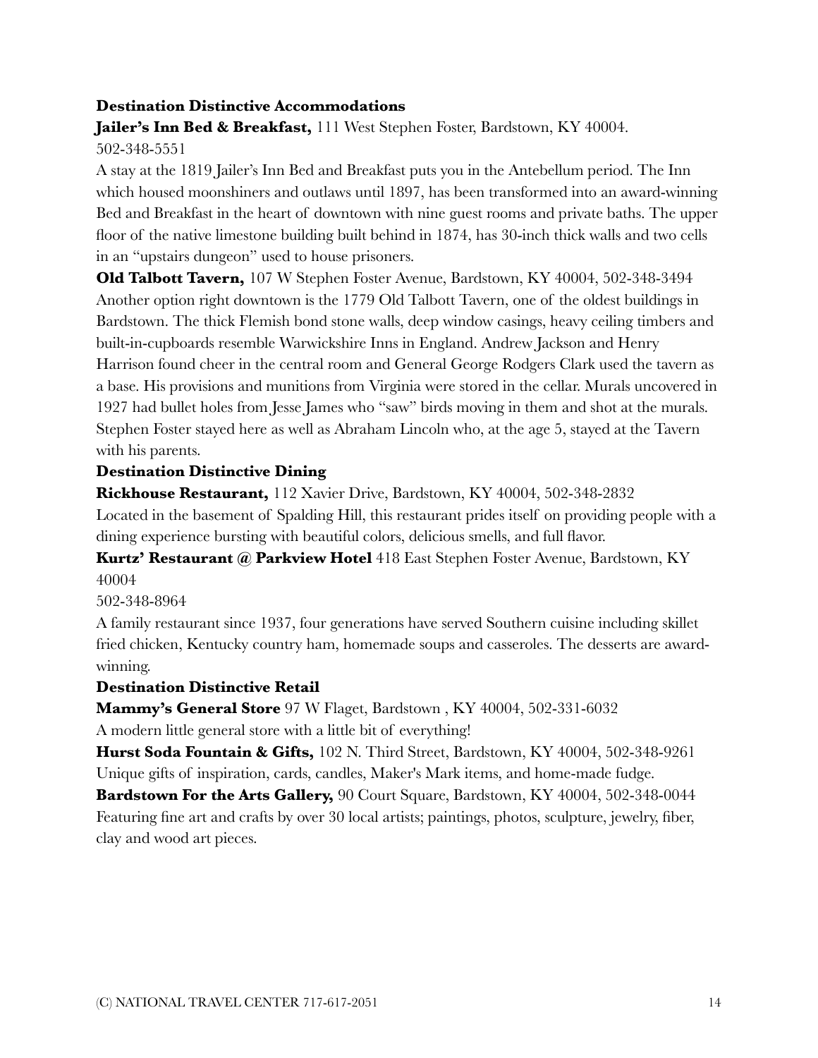### Destination Distinctive Accommodations

**Jailer's Inn Bed & Breakfast,** 111 West Stephen Foster, Bardstown, KY 40004. 502-348-5551

A stay at the 1819 Jailer's Inn Bed and Breakfast puts you in the Antebellum period. The Inn which housed moonshiners and outlaws until 1897, has been transformed into an award-winning Bed and Breakfast in the heart of downtown with nine guest rooms and private baths. The upper floor of the native limestone building built behind in 1874, has 30-inch thick walls and two cells in an "upstairs dungeon" used to house prisoners.

**Old Talbott Tavern,** 107 W Stephen Foster Avenue, Bardstown, KY 40004, 502-348-3494

Another option right downtown is the 1779 Old Talbott Tavern, one of the oldest buildings in Bardstown. The thick Flemish bond stone walls, deep window casings, heavy ceiling timbers and built-in-cupboards resemble Warwickshire Inns in England. Andrew Jackson and Henry Harrison found cheer in the central room and General George Rodgers Clark used the tavern as a base. His provisions and munitions from Virginia were stored in the cellar. Murals uncovered in 1927 had bullet holes from Jesse James who "saw" birds moving in them and shot at the murals. Stephen Foster stayed here as well as Abraham Lincoln who, at the age 5, stayed at the Tavern with his parents.

### Destination Distinctive Dining

**Rickhouse Restaurant,** 112 Xavier Drive, Bardstown, KY 40004, 502-348-2832

Located in the basement of Spalding Hill, this restaurant prides itself on providing people with a dining experience bursting with beautiful colors, delicious smells, and full flavor.

**Kurtz' Restaurant @ Parkview Hotel** 418 East Stephen Foster Avenue, Bardstown, KY 40004

502-348-8964

A family restaurant since 1937, four generations have served Southern cuisine including skillet fried chicken, Kentucky country ham, homemade soups and casseroles. The desserts are award-winning.

### Destination Distinctive Retail

**Mammy's General Store** 97 W Flaget, Bardstown , KY 40004, 502-331-6032

A modern little general store with a little bit of everything!

**Hurst Soda Fountain & Gifts,** 102 N. Third Street, Bardstown, KY 40004, 502-348-9261

Unique gifts of inspiration, cards, candles, Maker's Mark items, and home-made fudge.

**Bardstown For the Arts Gallery,** 90 Court Square, Bardstown, KY 40004, 502-348-0044

Featuring fine art and crafts by over 30 local artists; paintings, photos, sculpture, jewelry, fiber, clay and wood art pieces.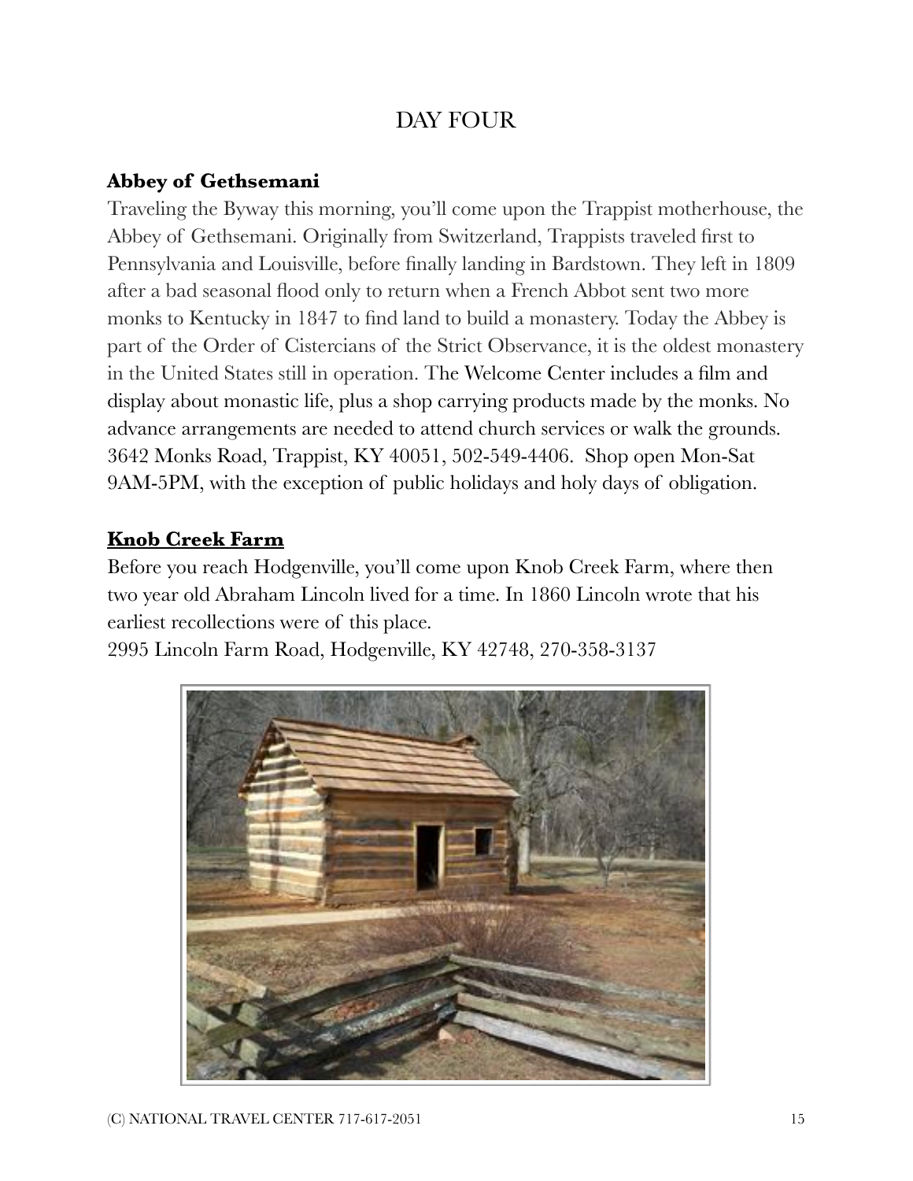## DAY FOUR

**Abbey of Gethsemani**

Traveling the Byway this morning, you'll come upon the Trappist motherhouse, the Abbey of Gethsemani. Originally from Switzerland, Trappists traveled first to Pennsylvania and Louisville, before finally landing in Bardstown. They left in 1809 after a bad seasonal flood only to return when a French Abbot sent two more monks to Kentucky in 1847 to find land to build a monastery. Today the Abbey is part of the Order of Cistercians of the Strict Observance, it is the oldest monastery in the United States still in operation. The Welcome Center includes a film and display about monastic life, plus a shop carrying products made by the monks. No advance arrangements are needed to attend church services or walk the grounds. 3642 Monks Road, Trappist, KY 40051, 502-549-4406. Shop open Mon-Sat 9AM-5PM, with the exception of public holidays and holy days of obligation.

**Knob Creek Farm**

Before you reach Hodgenville, you'll come upon Knob Creek Farm, where then two year old Abraham Lincoln lived for a time. In 1860 Lincoln wrote that his earliest recollections were of this place.
2995 Lincoln Farm Road, Hodgenville, KY 42748, 270-358-3137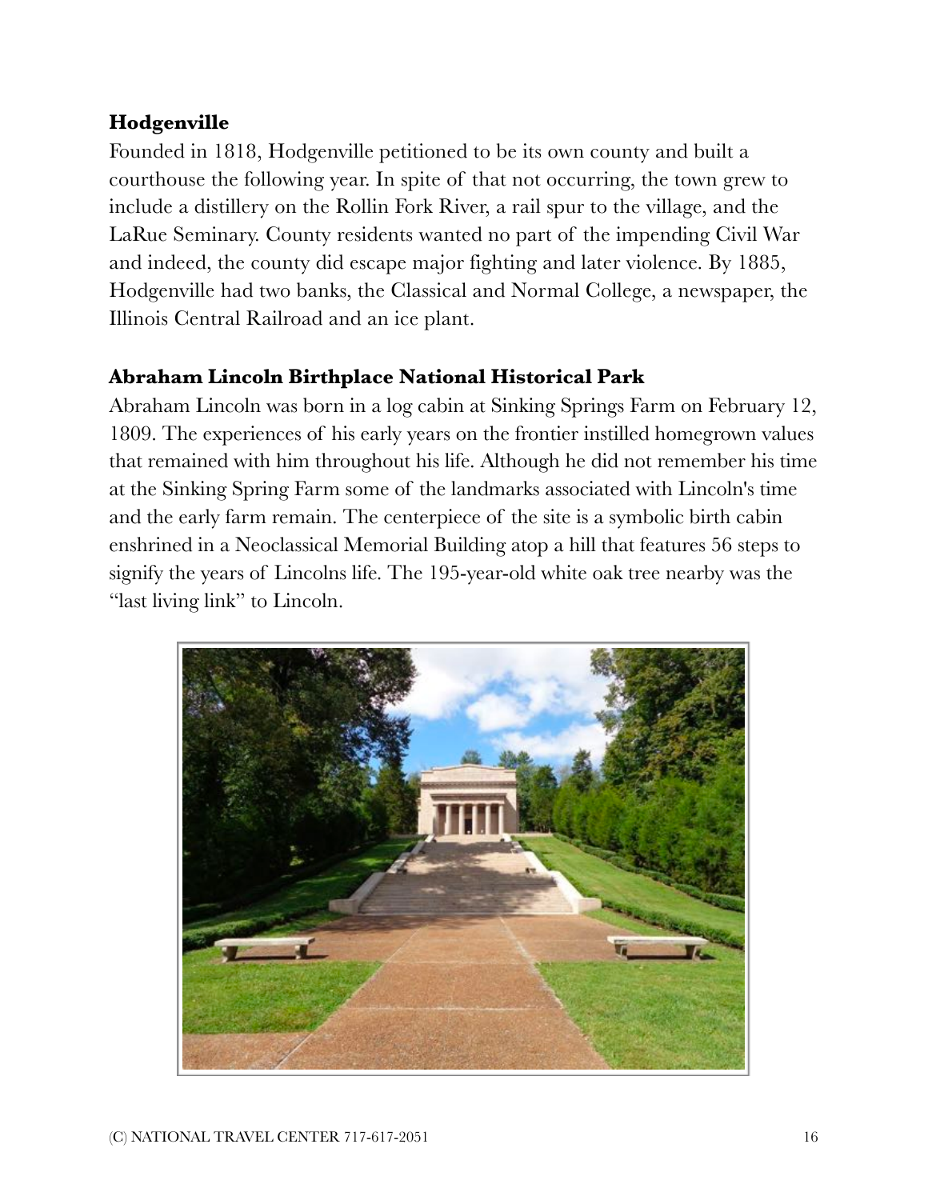## Hodgenville

Founded in 1818, Hodgenville petitioned to be its own county and built a courthouse the following year. In spite of that not occurring, the town grew to include a distillery on the Rollin Fork River, a rail spur to the village, and the LaRue Seminary. County residents wanted no part of the impending Civil War and indeed, the county did escape major fighting and later violence. By 1885, Hodgenville had two banks, the Classical and Normal College, a newspaper, the Illinois Central Railroad and an ice plant.

## Abraham Lincoln Birthplace National Historical Park

Abraham Lincoln was born in a log cabin at Sinking Springs Farm on February 12, 1809. The experiences of his early years on the frontier instilled homegrown values that remained with him throughout his life. Although he did not remember his time at the Sinking Spring Farm some of the landmarks associated with Lincoln's time and the early farm remain. The centerpiece of the site is a symbolic birth cabin enshrined in a Neoclassical Memorial Building atop a hill that features 56 steps to signify the years of Lincolns life. The 195-year-old white oak tree nearby was the "last living link" to Lincoln.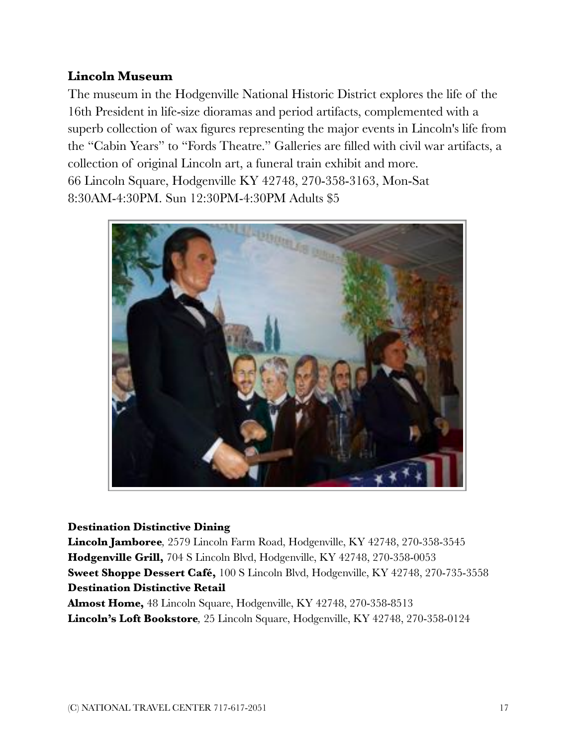### Lincoln Museum

The museum in the Hodgenville National Historic District explores the life of the 16th President in life-size dioramas and period artifacts, complemented with a superb collection of wax figures representing the major events in Lincoln's life from the "Cabin Years" to "Fords Theatre." Galleries are filled with civil war artifacts, a collection of original Lincoln art, a funeral train exhibit and more.
66 Lincoln Square, Hodgenville KY 42748, 270-358-3163, Mon-Sat 8:30AM-4:30PM. Sun 12:30PM-4:30PM Adults $5

**Destination Distinctive Dining**

**Lincoln Jamboree**, 2579 Lincoln Farm Road, Hodgenville, KY 42748, 270-358-3545
**Hodgenville Grill,** 704 S Lincoln Blvd, Hodgenville, KY 42748, 270-358-0053
**Sweet Shoppe Dessert Café,** 100 S Lincoln Blvd, Hodgenville, KY 42748, 270-735-3558

**Destination Distinctive Retail**

**Almost Home,** 48 Lincoln Square, Hodgenville, KY 42748, 270-358-8513
**Lincoln's Loft Bookstore**, 25 Lincoln Square, Hodgenville, KY 42748, 270-358-0124